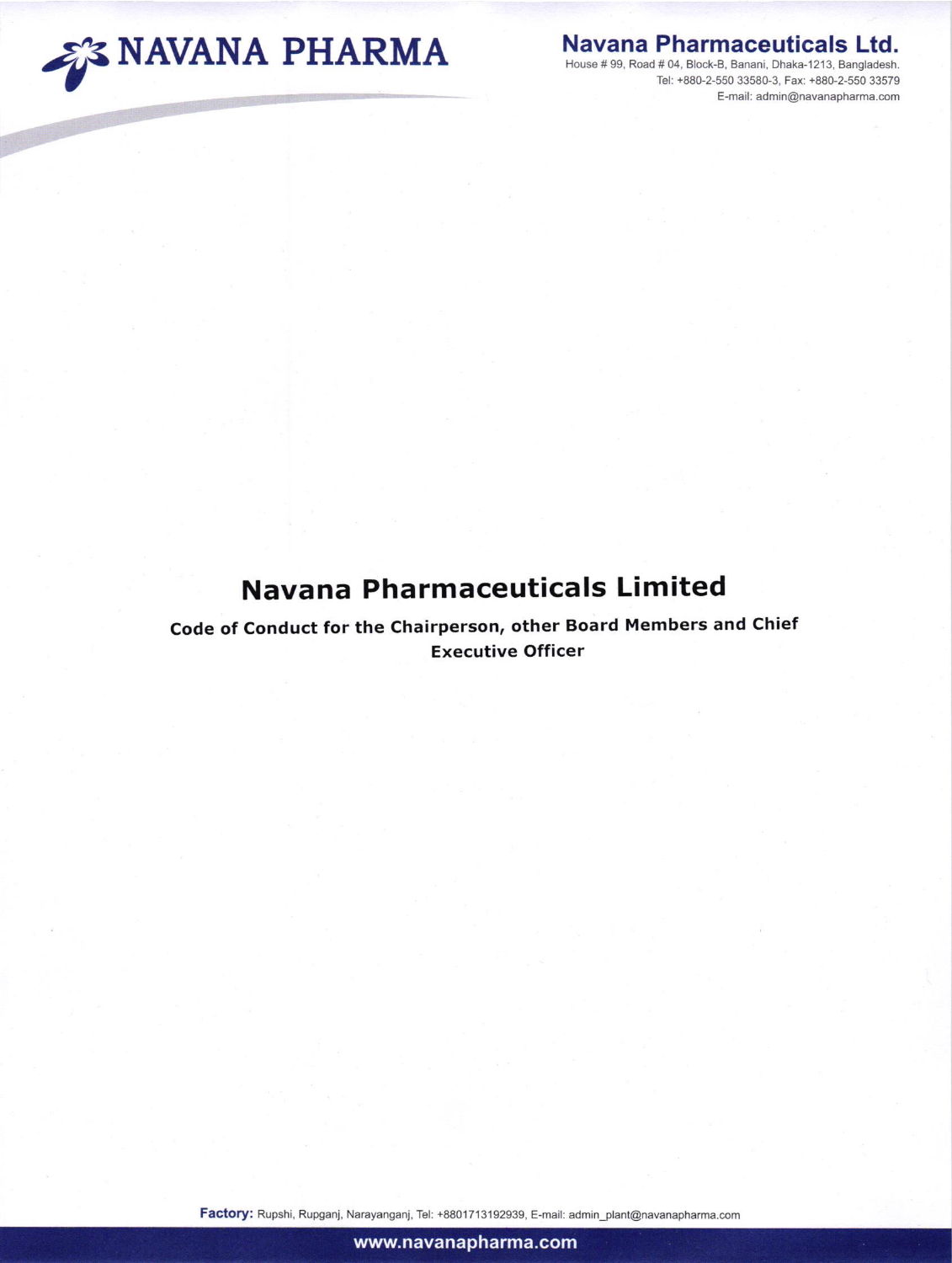# NAVANA PHARMA

**Navana Pharmaceuticals Ltd.**
House # 99, Road # 04, Block-B, Banani, Dhaka-1213, Bangladesh.
Tel: +880-2-550 33580-3, Fax: +880-2-550 33579
E-mail: admin@navanapharma.com

# Navana Pharmaceuticals Limited

## Code of Conduct for the Chairperson, other Board Members and Chief Executive Officer

**Factory:** Rupshi, Rupganj, Narayanganj, Tel: +8801713192939, E-mail: admin_plant@navanapharma.com

www.navanapharma.com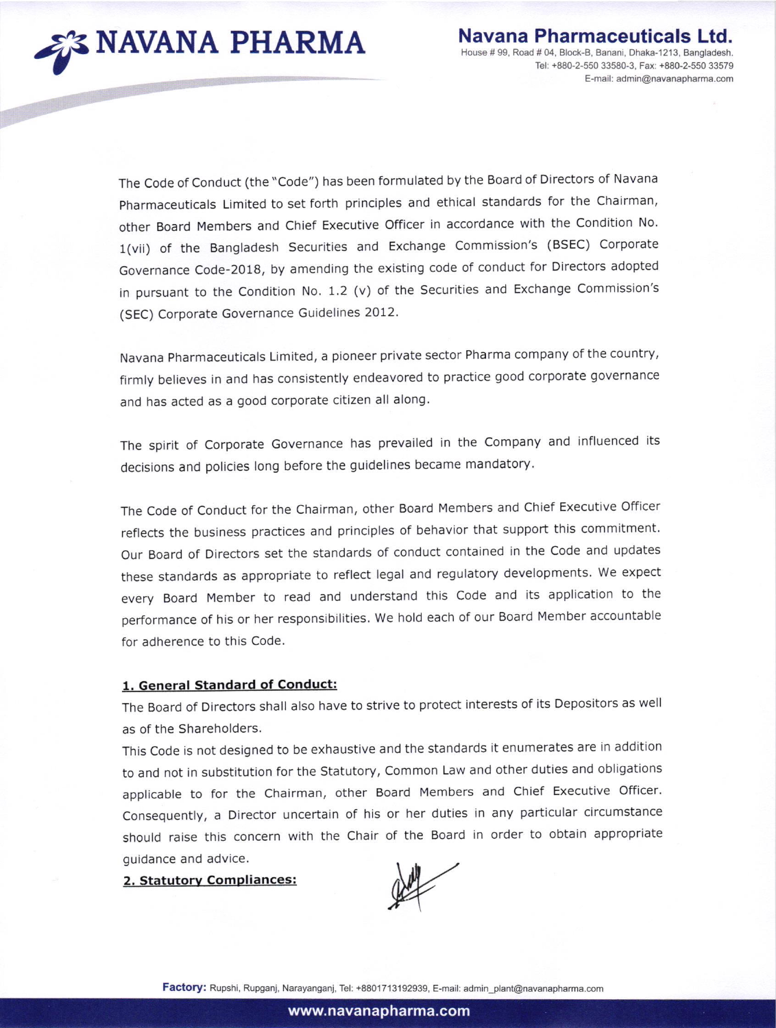The Code of Conduct (the "Code") has been formulated by the Board of Directors of Navana Pharmaceuticals Limited to set forth principles and ethical standards for the Chairman, other Board Members and Chief Executive Officer in accordance with the Condition No. 1(vii) of the Bangladesh Securities and Exchange Commission's (BSEC) Corporate Governance Code-2018, by amending the existing code of conduct for Directors adopted in pursuant to the Condition No. 1.2 (v) of the Securities and Exchange Commission's (SEC) Corporate Governance Guidelines 2012.

Navana Pharmaceuticals Limited, a pioneer private sector Pharma company of the country, firmly believes in and has consistently endeavored to practice good corporate governance and has acted as a good corporate citizen all along.

The spirit of Corporate Governance has prevailed in the Company and influenced its decisions and policies long before the guidelines became mandatory.

The Code of Conduct for the Chairman, other Board Members and Chief Executive Officer reflects the business practices and principles of behavior that support this commitment. Our Board of Directors set the standards of conduct contained in the Code and updates these standards as appropriate to reflect legal and regulatory developments. We expect every Board Member to read and understand this Code and its application to the performance of his or her responsibilities. We hold each of our Board Member accountable for adherence to this Code.

## 1. General Standard of Conduct:

The Board of Directors shall also have to strive to protect interests of its Depositors as well as of the Shareholders.

This Code is not designed to be exhaustive and the standards it enumerates are in addition to and not in substitution for the Statutory, Common Law and other duties and obligations applicable to for the Chairman, other Board Members and Chief Executive Officer. Consequently, a Director uncertain of his or her duties in any particular circumstance should raise this concern with the Chair of the Board in order to obtain appropriate guidance and advice.

## 2. Statutory Compliances: